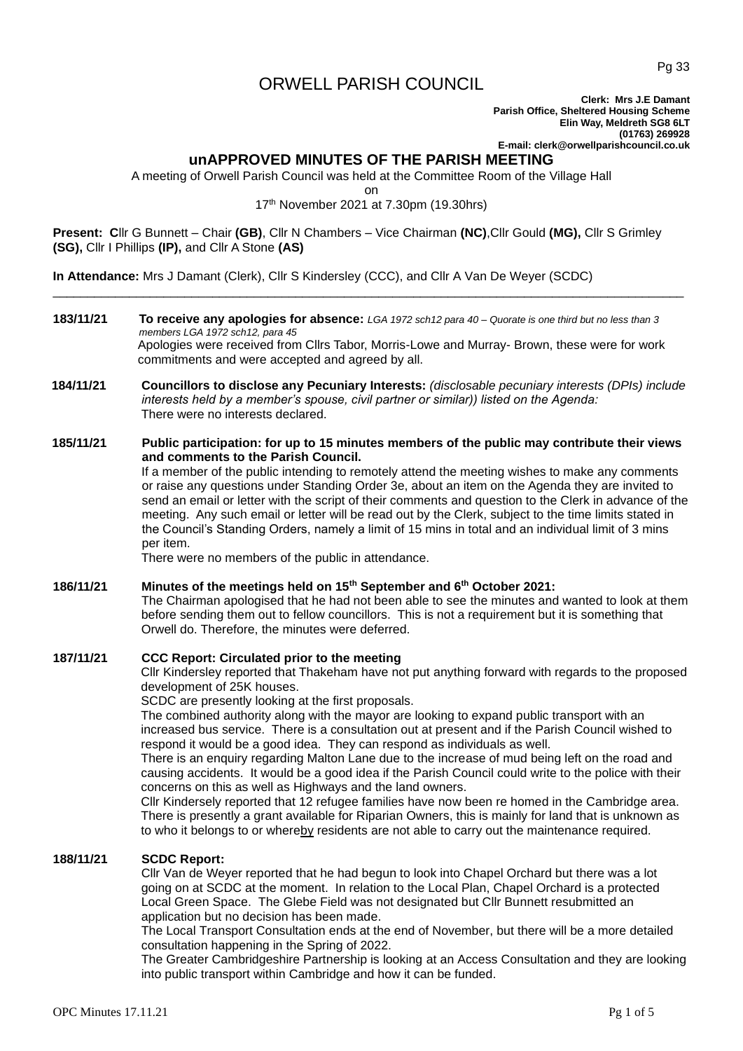# ORWELL PARISH COUNCIL

**Clerk: Mrs J.E Damant**
**Parish Office, Sheltered Housing Scheme**
**Elin Way, Meldreth SG8 6LT**
**(01763) 269928**
**E-mail: clerk@orwellparishcouncil.co.uk**

## unAPPROVED MINUTES OF THE PARISH MEETING

A meeting of Orwell Parish Council was held at the Committee Room of the Village Hall
on
17th November 2021 at 7.30pm (19.30hrs)

**Present: C**llr G Bunnett – Chair **(GB)**, Cllr N Chambers – Vice Chairman **(NC)**,Cllr Gould **(MG),** Cllr S Grimley **(SG),** Cllr I Phillips **(IP),** and Cllr A Stone **(AS)**

**In Attendance:** Mrs J Damant (Clerk), Cllr S Kindersley (CCC), and Cllr A Van De Weyer (SCDC)

---

**183/11/21** **To receive any apologies for absence:** *LGA 1972 sch12 para 40 – Quorate is one third but no less than 3 members LGA 1972 sch12, para 45*
Apologies were received from Cllrs Tabor, Morris-Lowe and Murray- Brown, these were for work commitments and were accepted and agreed by all.

**184/11/21** **Councillors to disclose any Pecuniary Interests:** *(disclosable pecuniary interests (DPIs) include interests held by a member's spouse, civil partner or similar)) listed on the Agenda:*
There were no interests declared.

**185/11/21** **Public participation: for up to 15 minutes members of the public may contribute their views and comments to the Parish Council.**
If a member of the public intending to remotely attend the meeting wishes to make any comments or raise any questions under Standing Order 3e, about an item on the Agenda they are invited to send an email or letter with the script of their comments and question to the Clerk in advance of the meeting. Any such email or letter will be read out by the Clerk, subject to the time limits stated in the Council's Standing Orders, namely a limit of 15 mins in total and an individual limit of 3 mins per item.
There were no members of the public in attendance.

**186/11/21** **Minutes of the meetings held on 15th September and 6th October 2021:**
The Chairman apologised that he had not been able to see the minutes and wanted to look at them before sending them out to fellow councillors. This is not a requirement but it is something that Orwell do. Therefore, the minutes were deferred.

**187/11/21** **CCC Report: Circulated prior to the meeting**
Cllr Kindersley reported that Thakeham have not put anything forward with regards to the proposed development of 25K houses.
SCDC are presently looking at the first proposals.
The combined authority along with the mayor are looking to expand public transport with an increased bus service. There is a consultation out at present and if the Parish Council wished to respond it would be a good idea. They can respond as individuals as well.
There is an enquiry regarding Malton Lane due to the increase of mud being left on the road and causing accidents. It would be a good idea if the Parish Council could write to the police with their concerns on this as well as Highways and the land owners.
Cllr Kindersely reported that 12 refugee families have now been re homed in the Cambridge area.
There is presently a grant available for Riparian Owners, this is mainly for land that is unknown as to who it belongs to or whereby residents are not able to carry out the maintenance required.

**188/11/21** **SCDC Report:**
Cllr Van de Weyer reported that he had begun to look into Chapel Orchard but there was a lot going on at SCDC at the moment. In relation to the Local Plan, Chapel Orchard is a protected Local Green Space. The Glebe Field was not designated but Cllr Bunnett resubmitted an application but no decision has been made.
The Local Transport Consultation ends at the end of November, but there will be a more detailed consultation happening in the Spring of 2022.
The Greater Cambridgeshire Partnership is looking at an Access Consultation and they are looking into public transport within Cambridge and how it can be funded.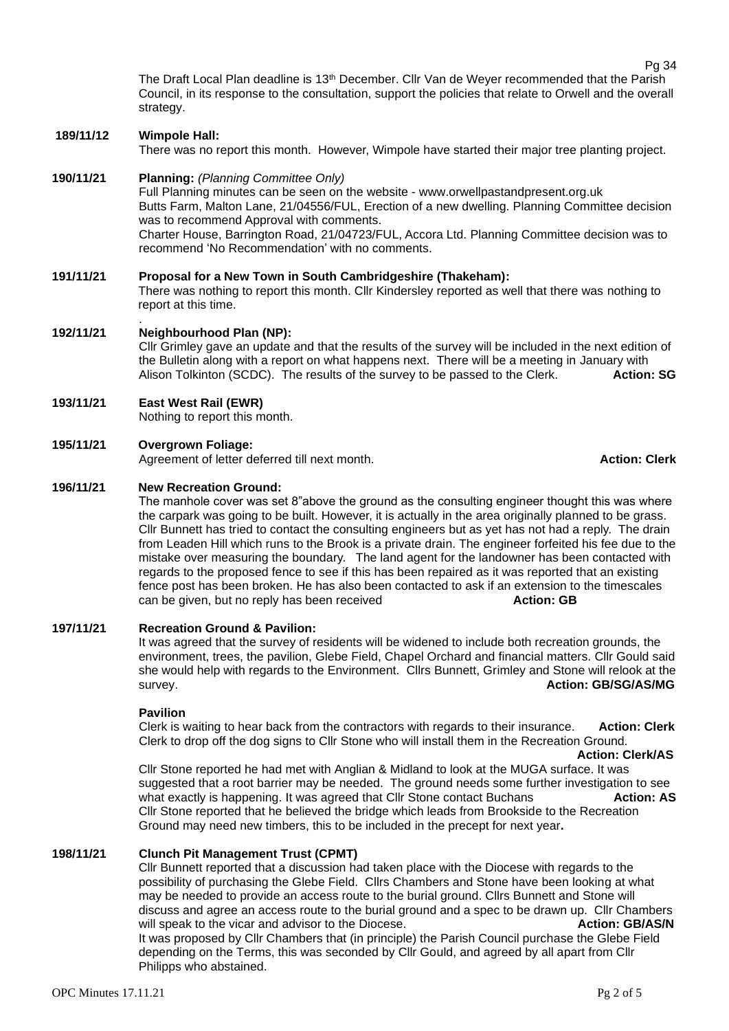The Draft Local Plan deadline is 13th December. Cllr Van de Weyer recommended that the Parish Council, in its response to the consultation, support the policies that relate to Orwell and the overall strategy.

**189/11/12 Wimpole Hall:**

There was no report this month. However, Wimpole have started their major tree planting project.

**190/11/21 Planning:** *(Planning Committee Only)*

Full Planning minutes can be seen on the website - www.orwellpastandpresent.org.uk

Butts Farm, Malton Lane, 21/04556/FUL, Erection of a new dwelling. Planning Committee decision was to recommend Approval with comments.

Charter House, Barrington Road, 21/04723/FUL, Accora Ltd. Planning Committee decision was to recommend 'No Recommendation' with no comments.

**191/11/21 Proposal for a New Town in South Cambridgeshire (Thakeham):**

There was nothing to report this month. Cllr Kindersley reported as well that there was nothing to report at this time.

.

**192/11/21 Neighbourhood Plan (NP):**

Cllr Grimley gave an update and that the results of the survey will be included in the next edition of the Bulletin along with a report on what happens next. There will be a meeting in January with Alison Tolkinton (SCDC). The results of the survey to be passed to the Clerk. **Action: SG**

**193/11/21 East West Rail (EWR)**

Nothing to report this month.

**195/11/21 Overgrown Foliage:**

Agreement of letter deferred till next month. **Action: Clerk**

**196/11/21 New Recreation Ground:**

The manhole cover was set 8"above the ground as the consulting engineer thought this was where the carpark was going to be built. However, it is actually in the area originally planned to be grass. Cllr Bunnett has tried to contact the consulting engineers but as yet has not had a reply. The drain from Leaden Hill which runs to the Brook is a private drain. The engineer forfeited his fee due to the mistake over measuring the boundary. The land agent for the landowner has been contacted with regards to the proposed fence to see if this has been repaired as it was reported that an existing fence post has been broken. He has also been contacted to ask if an extension to the timescales can be given, but no reply has been received **Action: GB**

**197/11/21 Recreation Ground & Pavilion:**

It was agreed that the survey of residents will be widened to include both recreation grounds, the environment, trees, the pavilion, Glebe Field, Chapel Orchard and financial matters. Cllr Gould said she would help with regards to the Environment. Cllrs Bunnett, Grimley and Stone will relook at the survey. **Action: GB/SG/AS/MG**

**Pavilion**

Clerk is waiting to hear back from the contractors with regards to their insurance. **Action: Clerk**

Clerk to drop off the dog signs to Cllr Stone who will install them in the Recreation Ground. **Action: Clerk/AS**

Cllr Stone reported he had met with Anglian & Midland to look at the MUGA surface. It was suggested that a root barrier may be needed. The ground needs some further investigation to see what exactly is happening. It was agreed that Cllr Stone contact Buchans **Action: AS**

Cllr Stone reported that he believed the bridge which leads from Brookside to the Recreation Ground may need new timbers, this to be included in the precept for next year**.**

**198/11/21 Clunch Pit Management Trust (CPMT)**

Cllr Bunnett reported that a discussion had taken place with the Diocese with regards to the possibility of purchasing the Glebe Field. Cllrs Chambers and Stone have been looking at what may be needed to provide an access route to the burial ground. Cllrs Bunnett and Stone will discuss and agree an access route to the burial ground and a spec to be drawn up. Cllr Chambers will speak to the vicar and advisor to the Diocese. **Action: GB/AS/N**

It was proposed by Cllr Chambers that (in principle) the Parish Council purchase the Glebe Field depending on the Terms, this was seconded by Cllr Gould, and agreed by all apart from Cllr Philipps who abstained.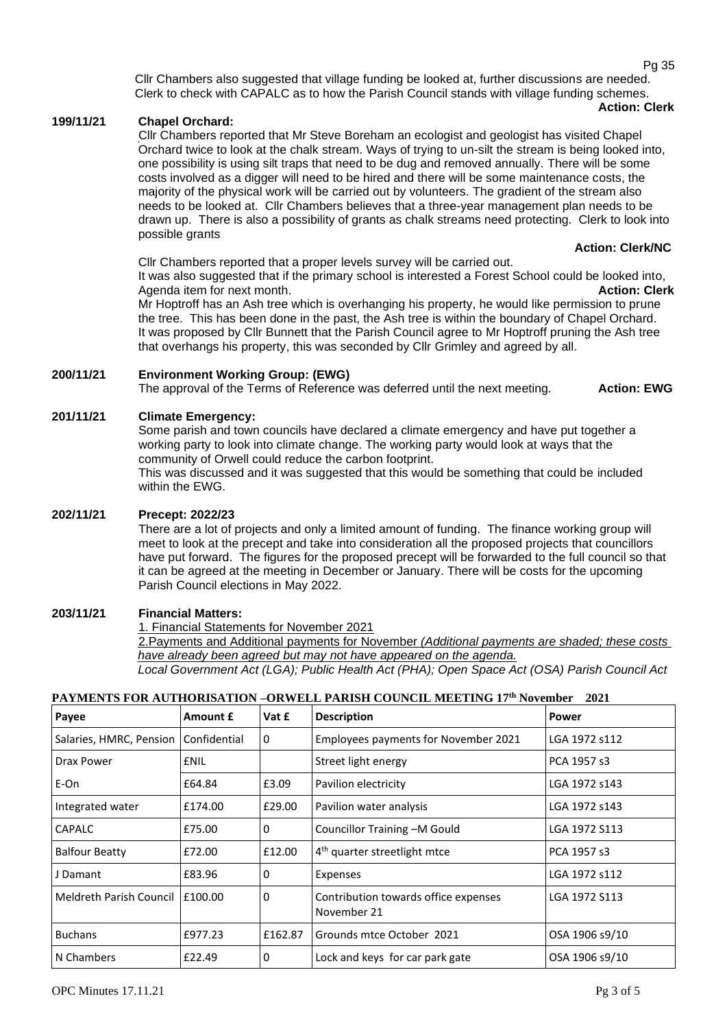Cllr Chambers also suggested that village funding be looked at, further discussions are needed. Clerk to check with CAPALC as to how the Parish Council stands with village funding schemes.

**Action: Clerk**

**199/11/21 Chapel Orchard:**

Cllr Chambers reported that Mr Steve Boreham an ecologist and geologist has visited Chapel Orchard twice to look at the chalk stream. Ways of trying to un-silt the stream is being looked into, one possibility is using silt traps that need to be dug and removed annually. There will be some costs involved as a digger will need to be hired and there will be some maintenance costs, the majority of the physical work will be carried out by volunteers. The gradient of the stream also needs to be looked at. Cllr Chambers believes that a three-year management plan needs to be drawn up. There is also a possibility of grants as chalk streams need protecting. Clerk to look into possible grants

**Action: Clerk/NC**

Cllr Chambers reported that a proper levels survey will be carried out.

It was also suggested that if the primary school is interested a Forest School could be looked into, Agenda item for next month. **Action: Clerk**

Mr Hoptroff has an Ash tree which is overhanging his property, he would like permission to prune the tree. This has been done in the past, the Ash tree is within the boundary of Chapel Orchard. It was proposed by Cllr Bunnett that the Parish Council agree to Mr Hoptroff pruning the Ash tree that overhangs his property, this was seconded by Cllr Grimley and agreed by all.

**200/11/21 Environment Working Group: (EWG)**

The approval of the Terms of Reference was deferred until the next meeting. **Action: EWG**

**201/11/21 Climate Emergency:**

Some parish and town councils have declared a climate emergency and have put together a working party to look into climate change. The working party would look at ways that the community of Orwell could reduce the carbon footprint.

This was discussed and it was suggested that this would be something that could be included within the EWG.

**202/11/21 Precept: 2022/23**

There are a lot of projects and only a limited amount of funding. The finance working group will meet to look at the precept and take into consideration all the proposed projects that councillors have put forward. The figures for the proposed precept will be forwarded to the full council so that it can be agreed at the meeting in December or January. There will be costs for the upcoming Parish Council elections in May 2022.

**203/11/21 Financial Matters:**

1. Financial Statements for November 2021

2.Payments and Additional payments for November *(Additional payments are shaded; these costs have already been agreed but may not have appeared on the agenda.*

*Local Government Act (LGA); Public Health Act (PHA); Open Space Act (OSA) Parish Council Act*

**PAYMENTS FOR AUTHORISATION –ORWELL PARISH COUNCIL MEETING 17th November 2021**

| Payee | Amount £ | Vat £ | Description | Power |
|---|---|---|---|---|
| Salaries, HMRC, Pension | Confidential | 0 | Employees payments for November 2021 | LGA 1972 s112 |
| Drax Power | £NIL | | Street light energy | PCA 1957 s3 |
| E-On | £64.84 | £3.09 | Pavilion electricity | LGA 1972 s143 |
| Integrated water | £174.00 | £29.00 | Pavilion water analysis | LGA 1972 s143 |
| CAPALC | £75.00 | 0 | Councillor Training –M Gould | LGA 1972 S113 |
| Balfour Beatty | £72.00 | £12.00 | 4th quarter streetlight mtce | PCA 1957 s3 |
| J Damant | £83.96 | 0 | Expenses | LGA 1972 s112 |
| Meldreth Parish Council | £100.00 | 0 | Contribution towards office expenses November 21 | LGA 1972 S113 |
| Buchans | £977.23 | £162.87 | Grounds mtce October 2021 | OSA 1906 s9/10 |
| N Chambers | £22.49 | 0 | Lock and keys for car park gate | OSA 1906 s9/10 |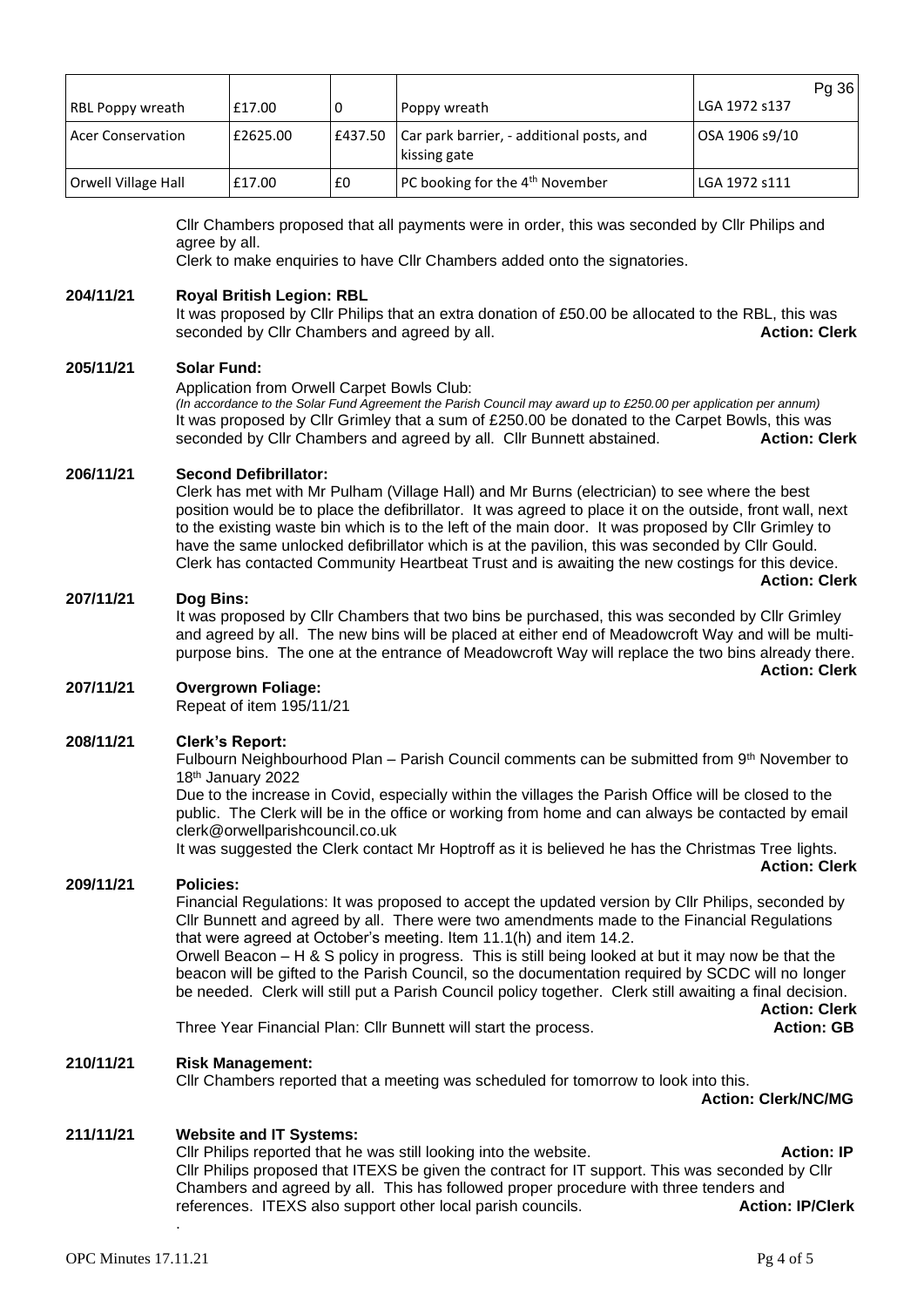Pg 36

| | | | | |
|---|---|---|---|---|
| RBL Poppy wreath | £17.00 | 0 | Poppy wreath | LGA 1972 s137 |
| Acer Conservation | £2625.00 | £437.50 | Car park barrier, - additional posts, and kissing gate | OSA 1906 s9/10 |
| Orwell Village Hall | £17.00 | £0 | PC booking for the 4th November | LGA 1972 s111 |

Cllr Chambers proposed that all payments were in order, this was seconded by Cllr Philips and agree by all.
Clerk to make enquiries to have Cllr Chambers added onto the signatories.

**204/11/21 Royal British Legion: RBL**

It was proposed by Cllr Philips that an extra donation of £50.00 be allocated to the RBL, this was seconded by Cllr Chambers and agreed by all. **Action: Clerk**

**205/11/21 Solar Fund:**

Application from Orwell Carpet Bowls Club:
*(In accordance to the Solar Fund Agreement the Parish Council may award up to £250.00 per application per annum)*
It was proposed by Cllr Grimley that a sum of £250.00 be donated to the Carpet Bowls, this was seconded by Cllr Chambers and agreed by all. Cllr Bunnett abstained. **Action: Clerk**

**206/11/21 Second Defibrillator:**

Clerk has met with Mr Pulham (Village Hall) and Mr Burns (electrician) to see where the best position would be to place the defibrillator. It was agreed to place it on the outside, front wall, next to the existing waste bin which is to the left of the main door. It was proposed by Cllr Grimley to have the same unlocked defibrillator which is at the pavilion, this was seconded by Cllr Gould. Clerk has contacted Community Heartbeat Trust and is awaiting the new costings for this device.
**Action: Clerk**

**207/11/21 Dog Bins:**

It was proposed by Cllr Chambers that two bins be purchased, this was seconded by Cllr Grimley and agreed by all. The new bins will be placed at either end of Meadowcroft Way and will be multi-purpose bins. The one at the entrance of Meadowcroft Way will replace the two bins already there.
**Action: Clerk**

**207/11/21 Overgrown Foliage:**

Repeat of item 195/11/21

**208/11/21 Clerk's Report:**

Fulbourn Neighbourhood Plan – Parish Council comments can be submitted from 9th November to 18th January 2022
Due to the increase in Covid, especially within the villages the Parish Office will be closed to the public. The Clerk will be in the office or working from home and can always be contacted by email clerk@orwellparishcouncil.co.uk
It was suggested the Clerk contact Mr Hoptroff as it is believed he has the Christmas Tree lights.
**Action: Clerk**

**209/11/21 Policies:**

Financial Regulations: It was proposed to accept the updated version by Cllr Philips, seconded by Cllr Bunnett and agreed by all. There were two amendments made to the Financial Regulations that were agreed at October's meeting. Item 11.1(h) and item 14.2.
Orwell Beacon – H & S policy in progress. This is still being looked at but it may now be that the beacon will be gifted to the Parish Council, so the documentation required by SCDC will no longer be needed. Clerk will still put a Parish Council policy together. Clerk still awaiting a final decision.
**Action: Clerk**
Three Year Financial Plan: Cllr Bunnett will start the process. **Action: GB**

**210/11/21 Risk Management:**

Cllr Chambers reported that a meeting was scheduled for tomorrow to look into this.
**Action: Clerk/NC/MG**

**211/11/21 Website and IT Systems:**

Cllr Philips reported that he was still looking into the website. **Action: IP**
Cllr Philips proposed that ITEXS be given the contract for IT support. This was seconded by Cllr Chambers and agreed by all. This has followed proper procedure with three tenders and references. ITEXS also support other local parish councils. **Action: IP/Clerk**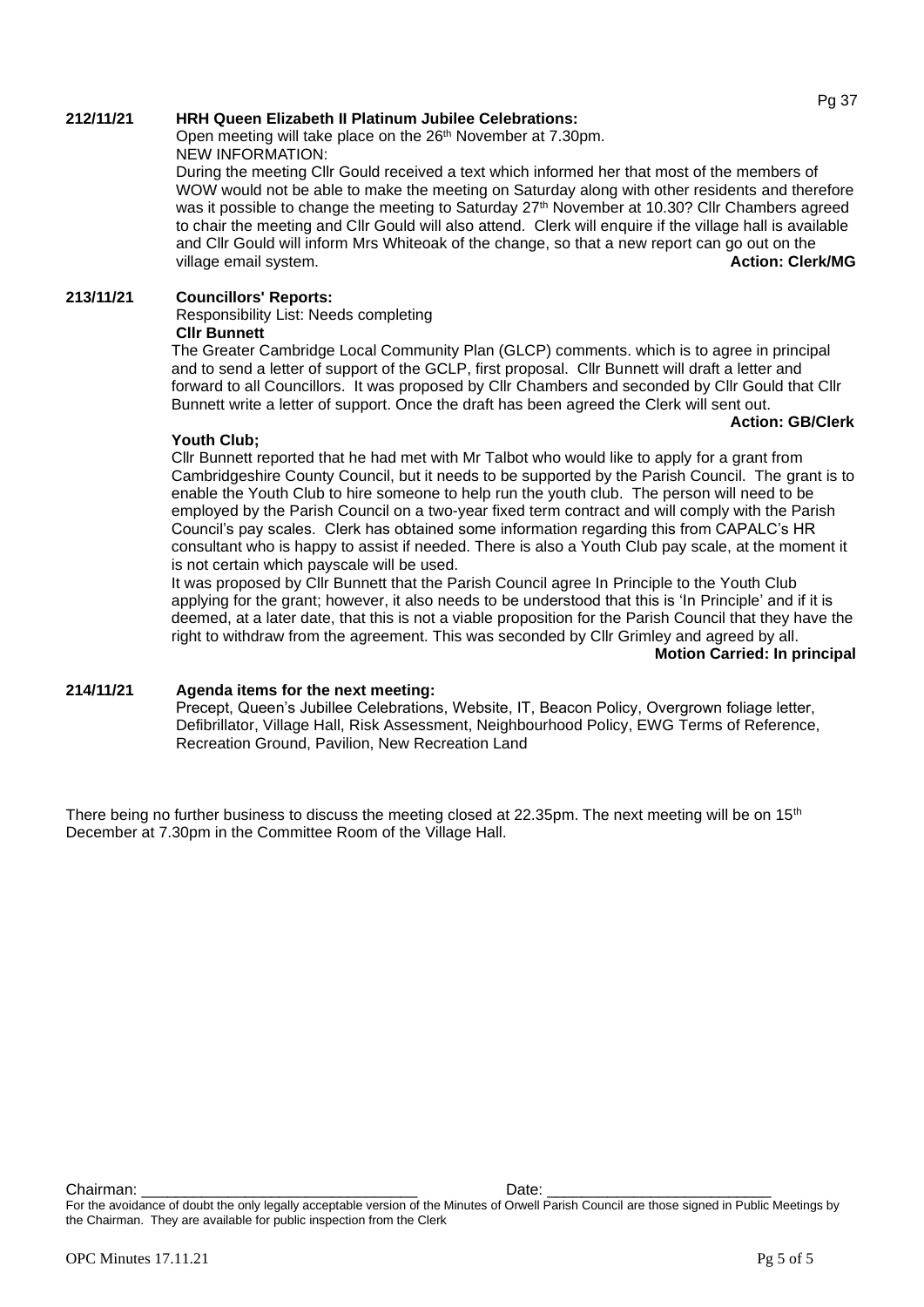**212/11/21 HRH Queen Elizabeth II Platinum Jubilee Celebrations:**

Open meeting will take place on the 26th November at 7.30pm.

NEW INFORMATION:

During the meeting Cllr Gould received a text which informed her that most of the members of WOW would not be able to make the meeting on Saturday along with other residents and therefore was it possible to change the meeting to Saturday 27th November at 10.30? Cllr Chambers agreed to chair the meeting and Cllr Gould will also attend. Clerk will enquire if the village hall is available and Cllr Gould will inform Mrs Whiteoak of the change, so that a new report can go out on the village email system. **Action: Clerk/MG**

**213/11/21 Councillors' Reports:**

Responsibility List: Needs completing

**Cllr Bunnett**

The Greater Cambridge Local Community Plan (GLCP) comments. which is to agree in principal and to send a letter of support of the GCLP, first proposal. Cllr Bunnett will draft a letter and forward to all Councillors. It was proposed by Cllr Chambers and seconded by Cllr Gould that Cllr Bunnett write a letter of support. Once the draft has been agreed the Clerk will sent out.

**Action: GB/Clerk**

**Youth Club;**

Cllr Bunnett reported that he had met with Mr Talbot who would like to apply for a grant from Cambridgeshire County Council, but it needs to be supported by the Parish Council. The grant is to enable the Youth Club to hire someone to help run the youth club. The person will need to be employed by the Parish Council on a two-year fixed term contract and will comply with the Parish Council's pay scales. Clerk has obtained some information regarding this from CAPALC's HR consultant who is happy to assist if needed. There is also a Youth Club pay scale, at the moment it is not certain which payscale will be used.

It was proposed by Cllr Bunnett that the Parish Council agree In Principle to the Youth Club applying for the grant; however, it also needs to be understood that this is 'In Principle' and if it is deemed, at a later date, that this is not a viable proposition for the Parish Council that they have the right to withdraw from the agreement. This was seconded by Cllr Grimley and agreed by all.

**Motion Carried: In principal**

**214/11/21 Agenda items for the next meeting:**

Precept, Queen's Jubillee Celebrations, Website, IT, Beacon Policy, Overgrown foliage letter, Defibrillator, Village Hall, Risk Assessment, Neighbourhood Policy, EWG Terms of Reference, Recreation Ground, Pavilion, New Recreation Land

There being no further business to discuss the meeting closed at 22.35pm. The next meeting will be on 15th December at 7.30pm in the Committee Room of the Village Hall.

Chairman: ________________________________ Date: ___________________________

For the avoidance of doubt the only legally acceptable version of the Minutes of Orwell Parish Council are those signed in Public Meetings by the Chairman. They are available for public inspection from the Clerk